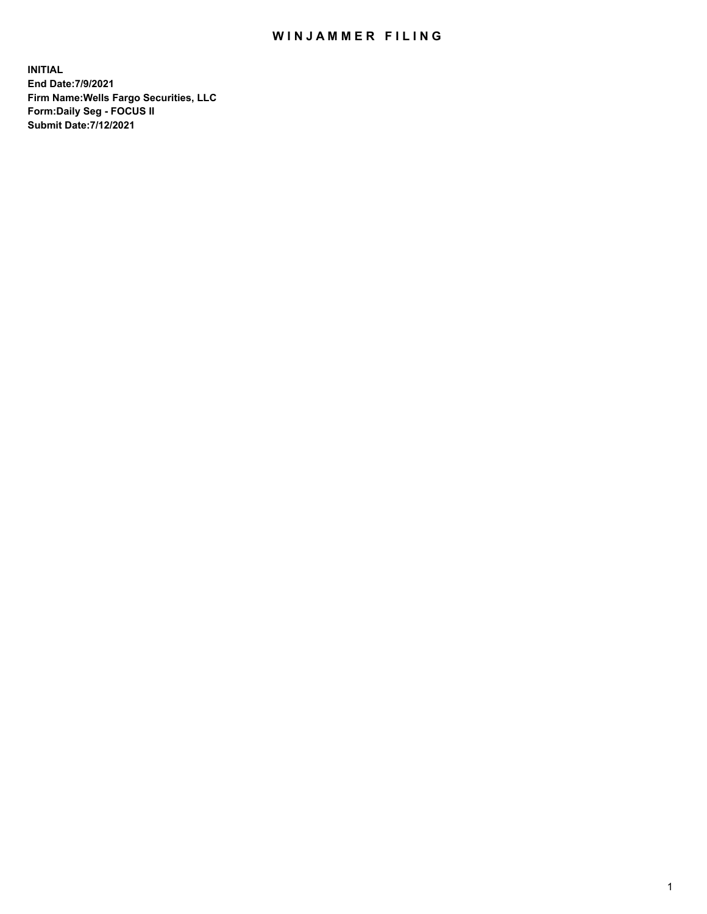# WINJAMMER FILING

**INITIAL**
**End Date:7/9/2021**
**Firm Name:Wells Fargo Securities, LLC**
**Form:Daily Seg - FOCUS II**
**Submit Date:7/12/2021**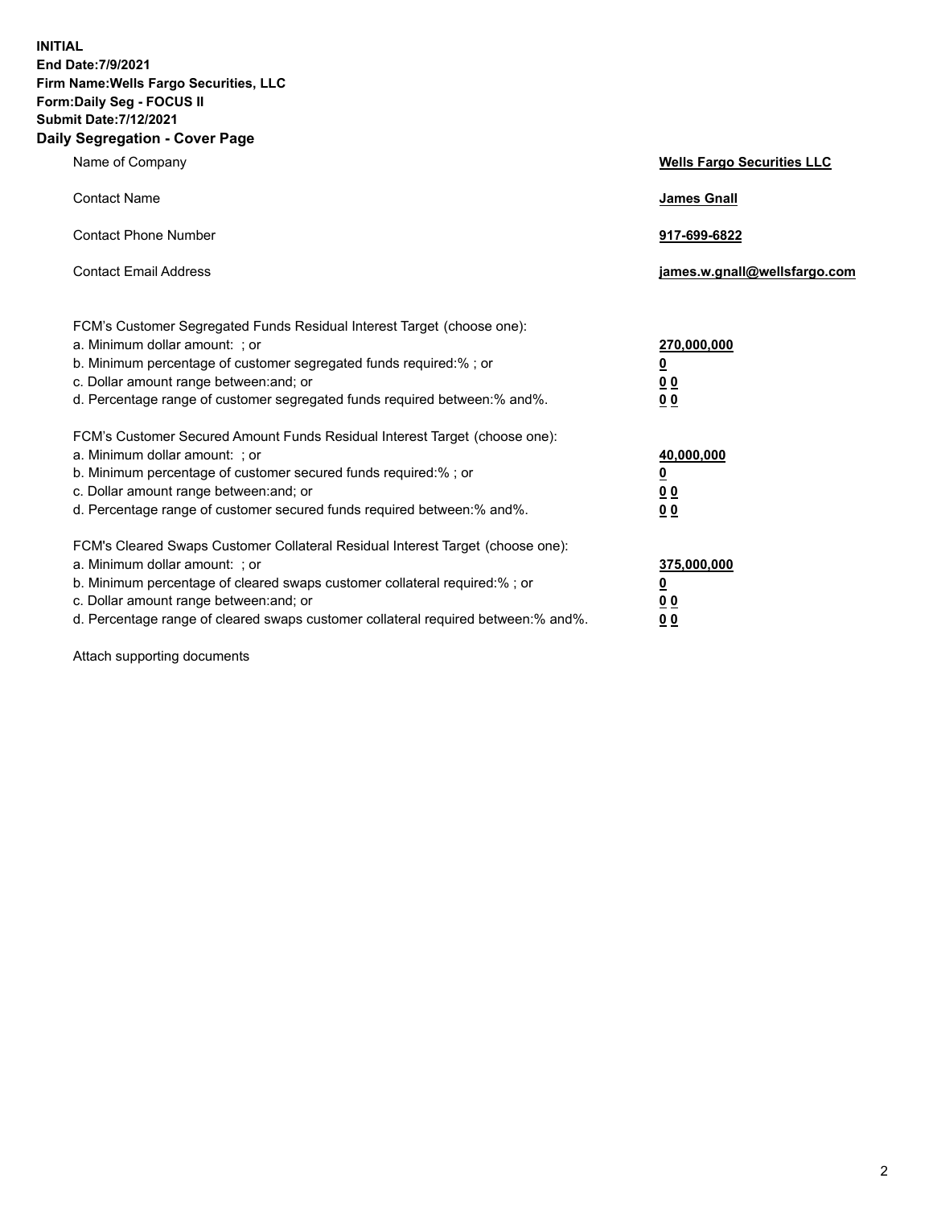**INITIAL**
**End Date:7/9/2021**
**Firm Name:Wells Fargo Securities, LLC**
**Form:Daily Seg - FOCUS II**
**Submit Date:7/12/2021**

## Daily Segregation - Cover Page

| | |
|---|---|
| Name of Company | **Wells Fargo Securities LLC** |
| Contact Name | **James Gnall** |
| Contact Phone Number | **917-699-6822** |
| Contact Email Address | **james.w.gnall@wellsfargo.com** |

| | |
|---|---|
| FCM's Customer Segregated Funds Residual Interest Target (choose one): | |
| a. Minimum dollar amount: ; or | **270,000,000** |
| b. Minimum percentage of customer segregated funds required:% ; or | **0** |
| c. Dollar amount range between:and; or | **0 0** |
| d. Percentage range of customer segregated funds required between:% and%. | **0 0** |
| FCM's Customer Secured Amount Funds Residual Interest Target (choose one): | |
| a. Minimum dollar amount: ; or | **40,000,000** |
| b. Minimum percentage of customer secured funds required:% ; or | **0** |
| c. Dollar amount range between:and; or | **0 0** |
| d. Percentage range of customer secured funds required between:% and%. | **0 0** |
| FCM's Cleared Swaps Customer Collateral Residual Interest Target (choose one): | |
| a. Minimum dollar amount: ; or | **375,000,000** |
| b. Minimum percentage of cleared swaps customer collateral required:% ; or | **0** |
| c. Dollar amount range between:and; or | **0 0** |
| d. Percentage range of cleared swaps customer collateral required between:% and%. | **0 0** |

Attach supporting documents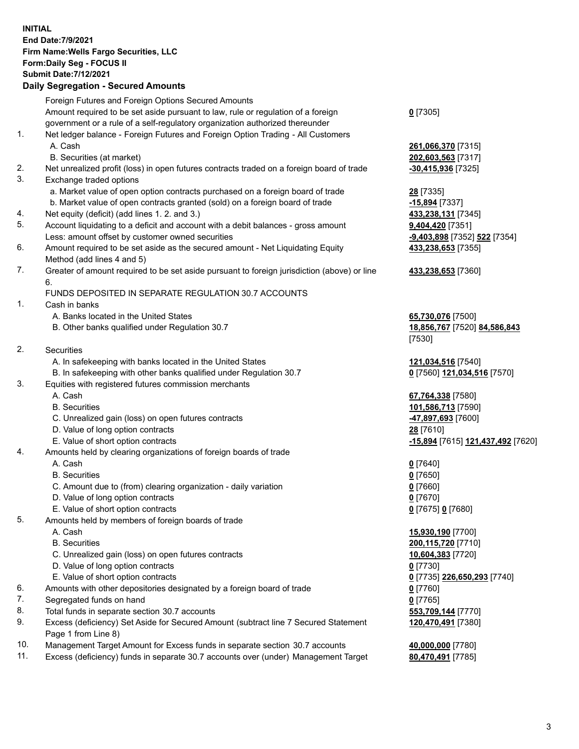**INITIAL**
**End Date:7/9/2021**
**Firm Name:Wells Fargo Securities, LLC**
**Form:Daily Seg - FOCUS II**
**Submit Date:7/12/2021**

## Daily Segregation - Secured Amounts

| | | |
|---|---|---|
| | Foreign Futures and Foreign Options Secured Amounts | |
| | Amount required to be set aside pursuant to law, rule or regulation of a foreign government or a rule of a self-regulatory organization authorized thereunder | **0** [7305] |
| 1. | Net ledger balance - Foreign Futures and Foreign Option Trading - All Customers | |
| | A. Cash | **261,066,370** [7315] |
| | B. Securities (at market) | **202,603,563** [7317] |
| 2. | Net unrealized profit (loss) in open futures contracts traded on a foreign board of trade | **-30,415,936** [7325] |
| 3. | Exchange traded options | |
| | a. Market value of open option contracts purchased on a foreign board of trade | **28** [7335] |
| | b. Market value of open contracts granted (sold) on a foreign board of trade | **-15,894** [7337] |
| 4. | Net equity (deficit) (add lines 1. 2. and 3.) | **433,238,131** [7345] |
| 5. | Account liquidating to a deficit and account with a debit balances - gross amount | **9,404,420** [7351] |
| | Less: amount offset by customer owned securities | **-9,403,898** [7352] **522** [7354] |
| 6. | Amount required to be set aside as the secured amount - Net Liquidating Equity Method (add lines 4 and 5) | **433,238,653** [7355] |
| 7. | Greater of amount required to be set aside pursuant to foreign jurisdiction (above) or line 6. | **433,238,653** [7360] |
| | FUNDS DEPOSITED IN SEPARATE REGULATION 30.7 ACCOUNTS | |
| 1. | Cash in banks | |
| | A. Banks located in the United States | **65,730,076** [7500] |
| | B. Other banks qualified under Regulation 30.7 | **18,856,767** [7520] **84,586,843** [7530] |
| 2. | Securities | |
| | A. In safekeeping with banks located in the United States | **121,034,516** [7540] |
| | B. In safekeeping with other banks qualified under Regulation 30.7 | **0** [7560] **121,034,516** [7570] |
| 3. | Equities with registered futures commission merchants | |
| | A. Cash | **67,764,338** [7580] |
| | B. Securities | **101,586,713** [7590] |
| | C. Unrealized gain (loss) on open futures contracts | **-47,897,693** [7600] |
| | D. Value of long option contracts | **28** [7610] |
| | E. Value of short option contracts | **-15,894** [7615] **121,437,492** [7620] |
| 4. | Amounts held by clearing organizations of foreign boards of trade | |
| | A. Cash | **0** [7640] |
| | B. Securities | **0** [7650] |
| | C. Amount due to (from) clearing organization - daily variation | **0** [7660] |
| | D. Value of long option contracts | **0** [7670] |
| | E. Value of short option contracts | **0** [7675] **0** [7680] |
| 5. | Amounts held by members of foreign boards of trade | |
| | A. Cash | **15,930,190** [7700] |
| | B. Securities | **200,115,720** [7710] |
| | C. Unrealized gain (loss) on open futures contracts | **10,604,383** [7720] |
| | D. Value of long option contracts | **0** [7730] |
| | E. Value of short option contracts | **0** [7735] **226,650,293** [7740] |
| 6. | Amounts with other depositories designated by a foreign board of trade | **0** [7760] |
| 7. | Segregated funds on hand | **0** [7765] |
| 8. | Total funds in separate section 30.7 accounts | **553,709,144** [7770] |
| 9. | Excess (deficiency) Set Aside for Secured Amount (subtract line 7 Secured Statement Page 1 from Line 8) | **120,470,491** [7380] |
| 10. | Management Target Amount for Excess funds in separate section 30.7 accounts | **40,000,000** [7780] |
| 11. | Excess (deficiency) funds in separate 30.7 accounts over (under) Management Target | **80,470,491** [7785] |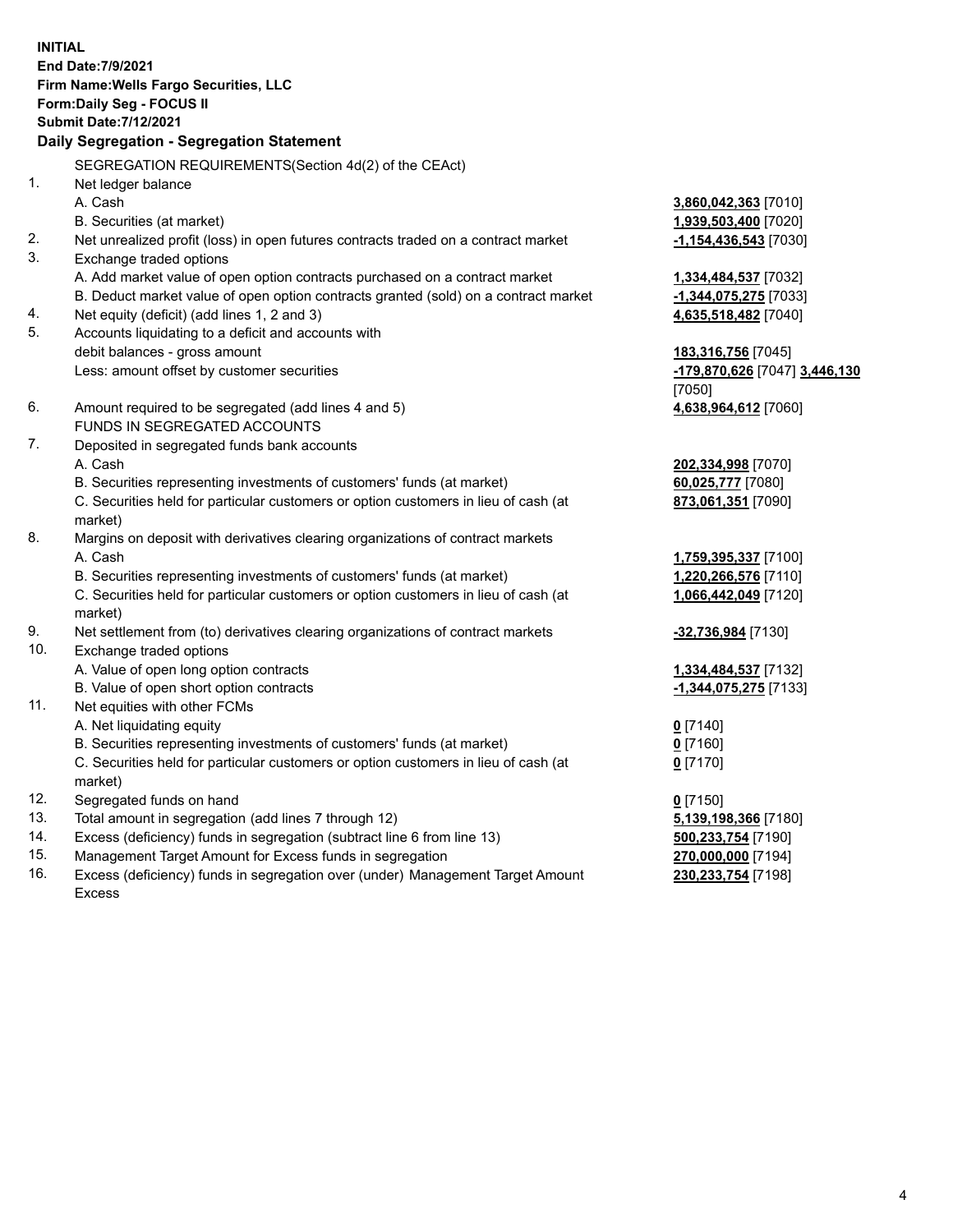**INITIAL**
**End Date:7/9/2021**
**Firm Name:Wells Fargo Securities, LLC**
**Form:Daily Seg - FOCUS II**
**Submit Date:7/12/2021**

## Daily Segregation - Segregation Statement

SEGREGATION REQUIREMENTS(Section 4d(2) of the CEAct)

| | | |
|---|---|---|
| 1. | Net ledger balance | |
| | A. Cash | **3,860,042,363** [7010] |
| | B. Securities (at market) | **1,939,503,400** [7020] |
| 2. | Net unrealized profit (loss) in open futures contracts traded on a contract market | **-1,154,436,543** [7030] |
| 3. | Exchange traded options | |
| | A. Add market value of open option contracts purchased on a contract market | **1,334,484,537** [7032] |
| | B. Deduct market value of open option contracts granted (sold) on a contract market | **-1,344,075,275** [7033] |
| 4. | Net equity (deficit) (add lines 1, 2 and 3) | **4,635,518,482** [7040] |
| 5. | Accounts liquidating to a deficit and accounts with debit balances - gross amount | **183,316,756** [7045] |
| | Less: amount offset by customer securities | **-179,870,626** [7047] **3,446,130** [7050] |
| 6. | Amount required to be segregated (add lines 4 and 5) | **4,638,964,612** [7060] |
| | FUNDS IN SEGREGATED ACCOUNTS | |
| 7. | Deposited in segregated funds bank accounts | |
| | A. Cash | **202,334,998** [7070] |
| | B. Securities representing investments of customers' funds (at market) | **60,025,777** [7080] |
| | C. Securities held for particular customers or option customers in lieu of cash (at market) | **873,061,351** [7090] |
| 8. | Margins on deposit with derivatives clearing organizations of contract markets | |
| | A. Cash | **1,759,395,337** [7100] |
| | B. Securities representing investments of customers' funds (at market) | **1,220,266,576** [7110] |
| | C. Securities held for particular customers or option customers in lieu of cash (at market) | **1,066,442,049** [7120] |
| 9. | Net settlement from (to) derivatives clearing organizations of contract markets | **-32,736,984** [7130] |
| 10. | Exchange traded options | |
| | A. Value of open long option contracts | **1,334,484,537** [7132] |
| | B. Value of open short option contracts | **-1,344,075,275** [7133] |
| 11. | Net equities with other FCMs | |
| | A. Net liquidating equity | **0** [7140] |
| | B. Securities representing investments of customers' funds (at market) | **0** [7160] |
| | C. Securities held for particular customers or option customers in lieu of cash (at market) | **0** [7170] |
| 12. | Segregated funds on hand | **0** [7150] |
| 13. | Total amount in segregation (add lines 7 through 12) | **5,139,198,366** [7180] |
| 14. | Excess (deficiency) funds in segregation (subtract line 6 from line 13) | **500,233,754** [7190] |
| 15. | Management Target Amount for Excess funds in segregation | **270,000,000** [7194] |
| 16. | Excess (deficiency) funds in segregation over (under) Management Target Amount Excess | **230,233,754** [7198] |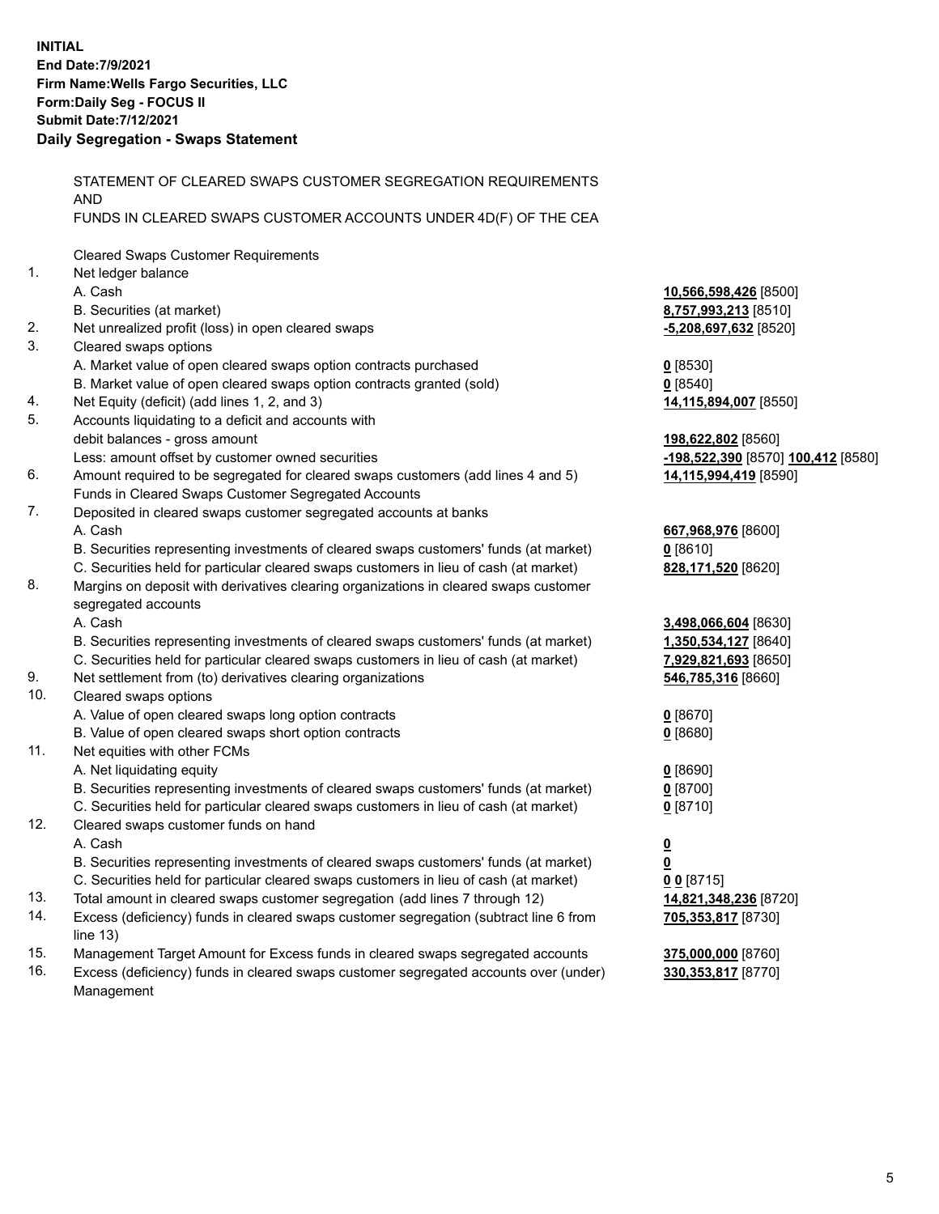**INITIAL**
**End Date:7/9/2021**
**Firm Name:Wells Fargo Securities, LLC**
**Form:Daily Seg - FOCUS II**
**Submit Date:7/12/2021**
**Daily Segregation - Swaps Statement**

STATEMENT OF CLEARED SWAPS CUSTOMER SEGREGATION REQUIREMENTS AND FUNDS IN CLEARED SWAPS CUSTOMER ACCOUNTS UNDER 4D(F) OF THE CEA

| | | |
|---|---|---|
| | Cleared Swaps Customer Requirements | |
| 1. | Net ledger balance | |
| | A. Cash | **10,566,598,426** [8500] |
| | B. Securities (at market) | **8,757,993,213** [8510] |
| 2. | Net unrealized profit (loss) in open cleared swaps | **-5,208,697,632** [8520] |
| 3. | Cleared swaps options | |
| | A. Market value of open cleared swaps option contracts purchased | **0** [8530] |
| | B. Market value of open cleared swaps option contracts granted (sold) | **0** [8540] |
| 4. | Net Equity (deficit) (add lines 1, 2, and 3) | **14,115,894,007** [8550] |
| 5. | Accounts liquidating to a deficit and accounts with debit balances - gross amount | **198,622,802** [8560] |
| | Less: amount offset by customer owned securities | **-198,522,390** [8570] **100,412** [8580] |
| 6. | Amount required to be segregated for cleared swaps customers (add lines 4 and 5) | **14,115,994,419** [8590] |
| | Funds in Cleared Swaps Customer Segregated Accounts | |
| 7. | Deposited in cleared swaps customer segregated accounts at banks | |
| | A. Cash | **667,968,976** [8600] |
| | B. Securities representing investments of cleared swaps customers' funds (at market) | **0** [8610] |
| | C. Securities held for particular cleared swaps customers in lieu of cash (at market) | **828,171,520** [8620] |
| 8. | Margins on deposit with derivatives clearing organizations in cleared swaps customer segregated accounts | |
| | A. Cash | **3,498,066,604** [8630] |
| | B. Securities representing investments of cleared swaps customers' funds (at market) | **1,350,534,127** [8640] |
| | C. Securities held for particular cleared swaps customers in lieu of cash (at market) | **7,929,821,693** [8650] |
| 9. | Net settlement from (to) derivatives clearing organizations | **546,785,316** [8660] |
| 10. | Cleared swaps options | |
| | A. Value of open cleared swaps long option contracts | **0** [8670] |
| | B. Value of open cleared swaps short option contracts | **0** [8680] |
| 11. | Net equities with other FCMs | |
| | A. Net liquidating equity | **0** [8690] |
| | B. Securities representing investments of cleared swaps customers' funds (at market) | **0** [8700] |
| | C. Securities held for particular cleared swaps customers in lieu of cash (at market) | **0** [8710] |
| 12. | Cleared swaps customer funds on hand | |
| | A. Cash | **0** |
| | B. Securities representing investments of cleared swaps customers' funds (at market) | **0** |
| | C. Securities held for particular cleared swaps customers in lieu of cash (at market) | **0** **0** [8715] |
| 13. | Total amount in cleared swaps customer segregation (add lines 7 through 12) | **14,821,348,236** [8720] |
| 14. | Excess (deficiency) funds in cleared swaps customer segregation (subtract line 6 from line 13) | **705,353,817** [8730] |
| 15. | Management Target Amount for Excess funds in cleared swaps segregated accounts | **375,000,000** [8760] |
| 16. | Excess (deficiency) funds in cleared swaps customer segregated accounts over (under) Management | **330,353,817** [8770] |